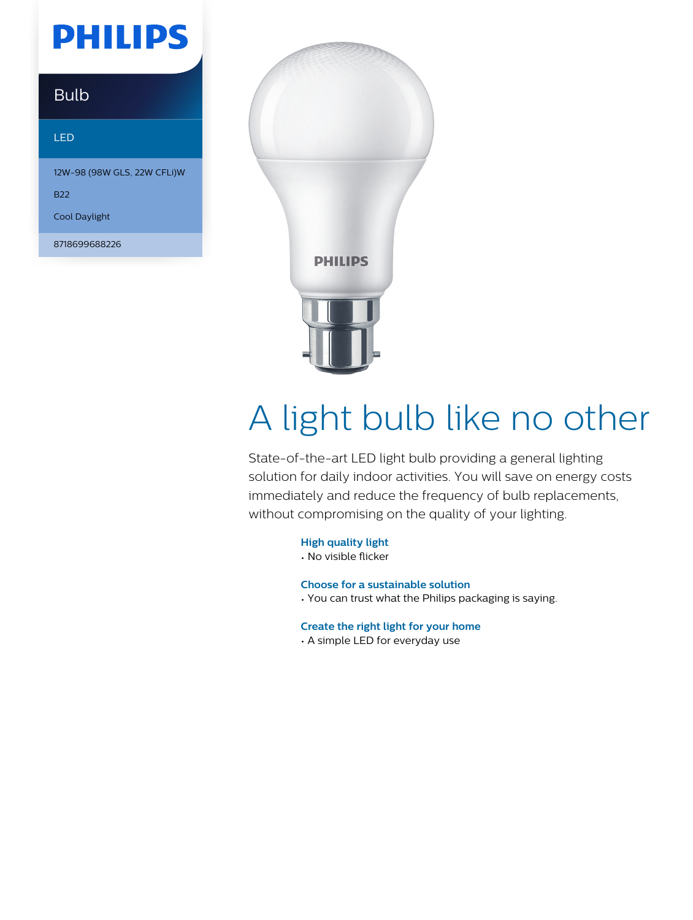PHILIPS

Bulb

LED

12W-98 (98W GLS, 22W CFLi)W

B22

Cool Daylight

8718699688226

# A light bulb like no other

State-of-the-art LED light bulb providing a general lighting solution for daily indoor activities. You will save on energy costs immediately and reduce the frequency of bulb replacements, without compromising on the quality of your lighting.

**High quality light**

- No visible flicker

**Choose for a sustainable solution**

- You can trust what the Philips packaging is saying.

**Create the right light for your home**

- A simple LED for everyday use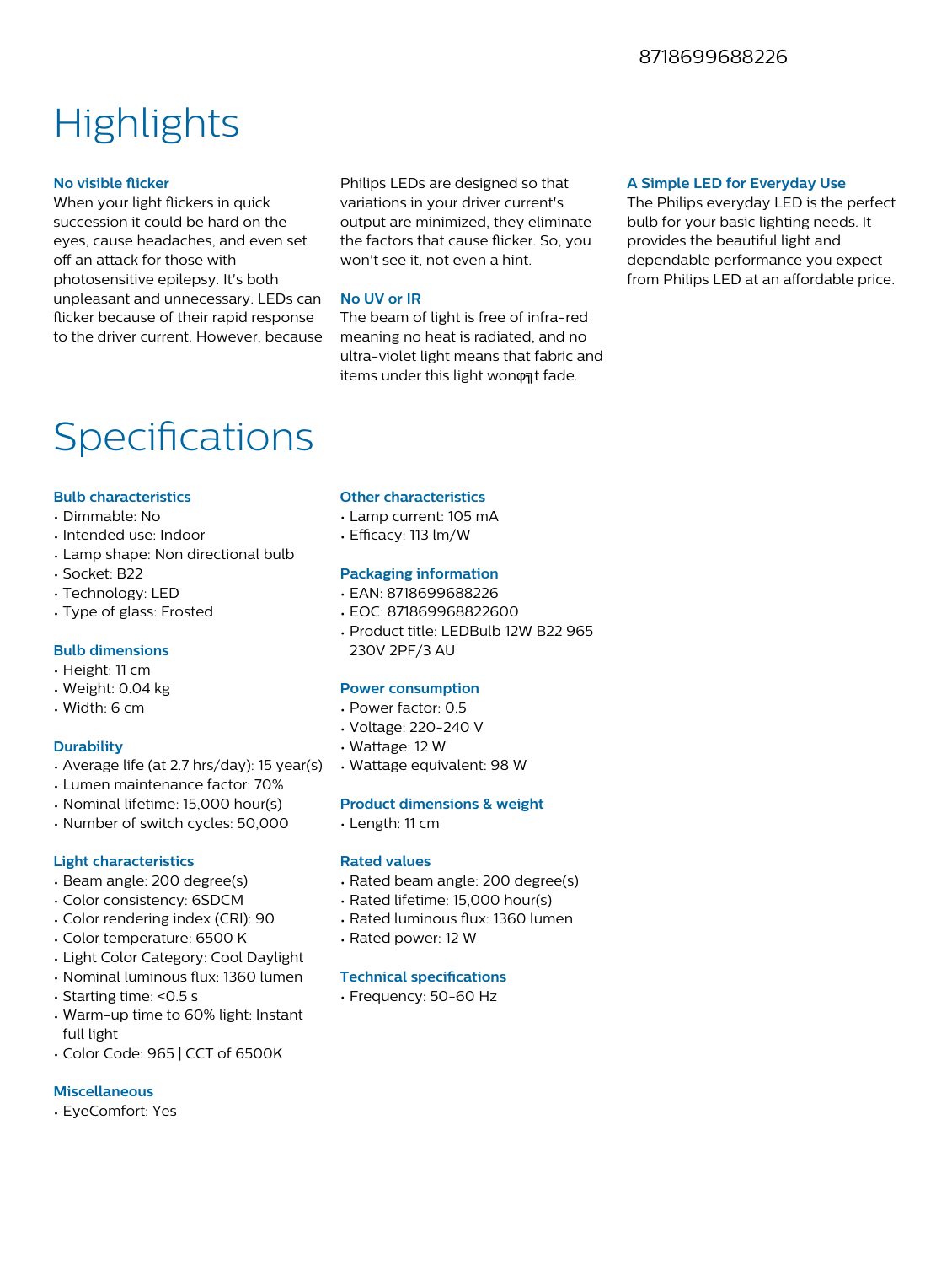8718699688226

# Highlights

### No visible flicker

When your light flickers in quick succession it could be hard on the eyes, cause headaches, and even set off an attack for those with photosensitive epilepsy. It's both unpleasant and unnecessary. LEDs can flicker because of their rapid response to the driver current. However, because Philips LEDs are designed so that variations in your driver current's output are minimized, they eliminate the factors that cause flicker. So, you won't see it, not even a hint.

### No UV or IR

The beam of light is free of infra-red meaning no heat is radiated, and no ultra-violet light means that fabric and items under this light wonφηt fade.

### A Simple LED for Everyday Use

The Philips everyday LED is the perfect bulb for your basic lighting needs. It provides the beautiful light and dependable performance you expect from Philips LED at an affordable price.

# Specifications

### Bulb characteristics

- Dimmable: No
- Intended use: Indoor
- Lamp shape: Non directional bulb
- Socket: B22
- Technology: LED
- Type of glass: Frosted

### Bulb dimensions

- Height: 11 cm
- Weight: 0.04 kg
- Width: 6 cm

### Durability

- Average life (at 2.7 hrs/day): 15 year(s)
- Lumen maintenance factor: 70%
- Nominal lifetime: 15,000 hour(s)
- Number of switch cycles: 50,000

### Light characteristics

- Beam angle: 200 degree(s)
- Color consistency: 6SDCM
- Color rendering index (CRI): 90
- Color temperature: 6500 K
- Light Color Category: Cool Daylight
- Nominal luminous flux: 1360 lumen
- Starting time: <0.5 s
- Warm-up time to 60% light: Instant full light
- Color Code: 965 | CCT of 6500K

### Miscellaneous

- EyeComfort: Yes

### Other characteristics

- Lamp current: 105 mA
- Efficacy: 113 lm/W

### Packaging information

- EAN: 8718699688226
- EOC: 871869968822600
- Product title: LEDBulb 12W B22 965 230V 2PF/3 AU

### Power consumption

- Power factor: 0.5
- Voltage: 220-240 V
- Wattage: 12 W
- Wattage equivalent: 98 W

### Product dimensions & weight

- Length: 11 cm

### Rated values

- Rated beam angle: 200 degree(s)
- Rated lifetime: 15,000 hour(s)
- Rated luminous flux: 1360 lumen
- Rated power: 12 W

### Technical specifications

- Frequency: 50-60 Hz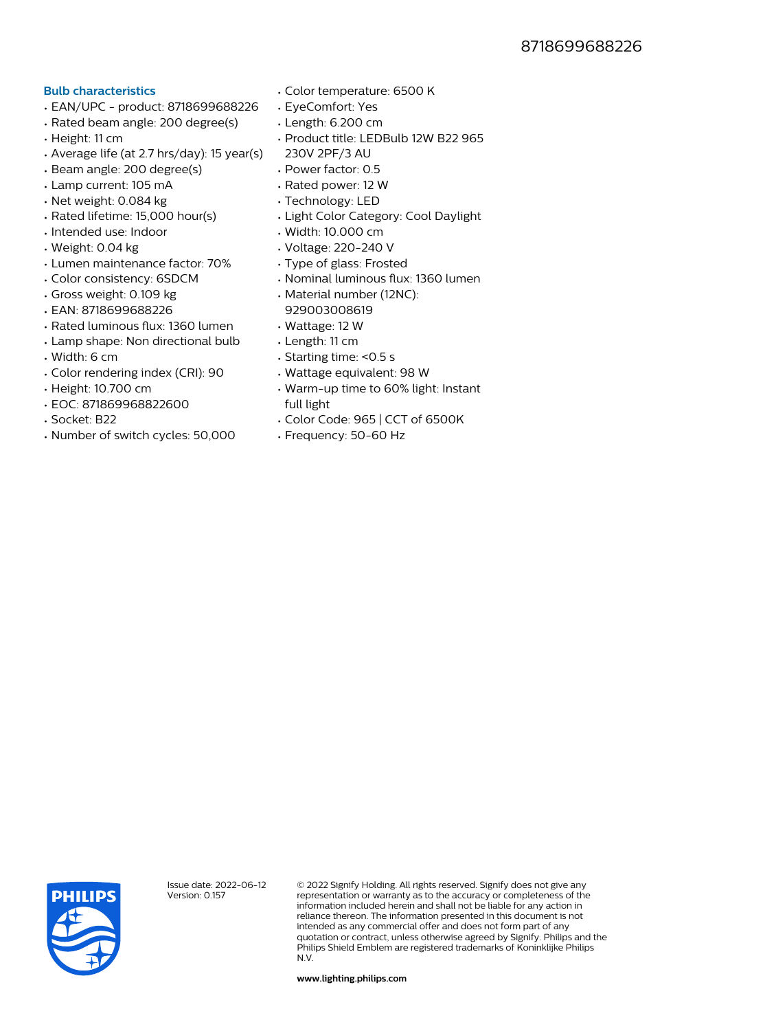8718699688226

## Bulb characteristics

- EAN/UPC - product: 8718699688226
- Rated beam angle: 200 degree(s)
- Height: 11 cm
- Average life (at 2.7 hrs/day): 15 year(s)
- Beam angle: 200 degree(s)
- Lamp current: 105 mA
- Net weight: 0.084 kg
- Rated lifetime: 15,000 hour(s)
- Intended use: Indoor
- Weight: 0.04 kg
- Lumen maintenance factor: 70%
- Color consistency: 6SDCM
- Gross weight: 0.109 kg
- EAN: 8718699688226
- Rated luminous flux: 1360 lumen
- Lamp shape: Non directional bulb
- Width: 6 cm
- Color rendering index (CRI): 90
- Height: 10.700 cm
- EOC: 871869968822600
- Socket: B22
- Number of switch cycles: 50,000
- Color temperature: 6500 K
- EyeComfort: Yes
- Length: 6.200 cm
- Product title: LEDBulb 12W B22 965 230V 2PF/3 AU
- Power factor: 0.5
- Rated power: 12 W
- Technology: LED
- Light Color Category: Cool Daylight
- Width: 10.000 cm
- Voltage: 220-240 V
- Type of glass: Frosted
- Nominal luminous flux: 1360 lumen
- Material number (12NC): 929003008619
- Wattage: 12 W
- Length: 11 cm
- Starting time: <0.5 s
- Wattage equivalent: 98 W
- Warm-up time to 60% light: Instant full light
- Color Code: 965 | CCT of 6500K
- Frequency: 50-60 Hz

Issue date: 2022-06-12
Version: 0.157

© 2022 Signify Holding. All rights reserved. Signify does not give any representation or warranty as to the accuracy or completeness of the information included herein and shall not be liable for any action in reliance thereon. The information presented in this document is not intended as any commercial offer and does not form part of any quotation or contract, unless otherwise agreed by Signify. Philips and the Philips Shield Emblem are registered trademarks of Koninklijke Philips N.V.

**www.lighting.philips.com**